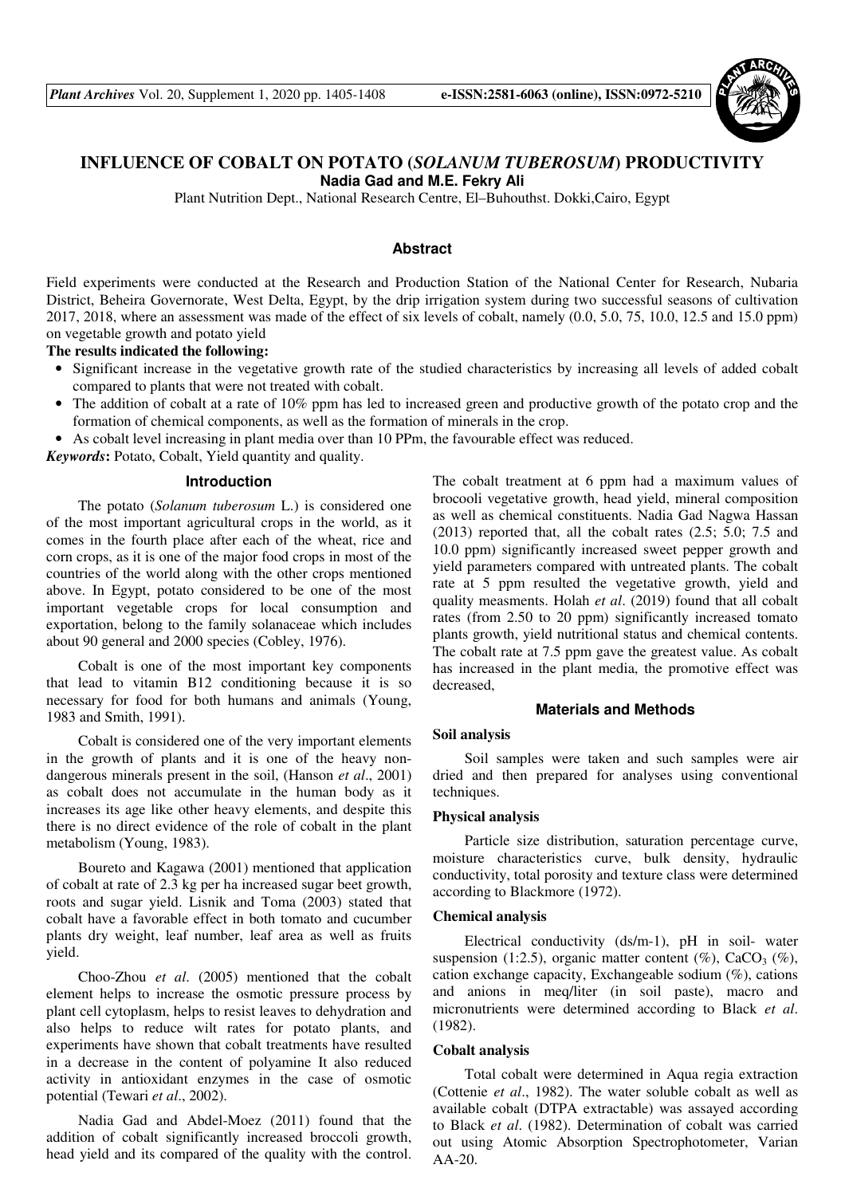# INFLUENCE OF COBALT ON POTATO (*SOLANUM TUBEROSUM*) PRODUCTIVITY

**Nadia Gad and M.E. Fekry Ali**

Plant Nutrition Dept., National Research Centre, El–Buhouthst. Dokki,Cairo, Egypt

## Abstract

Field experiments were conducted at the Research and Production Station of the National Center for Research, Nubaria District, Beheira Governorate, West Delta, Egypt, by the drip irrigation system during two successful seasons of cultivation 2017, 2018, where an assessment was made of the effect of six levels of cobalt, namely (0.0, 5.0, 75, 10.0, 12.5 and 15.0 ppm) on vegetable growth and potato yield

**The results indicated the following:**

- Significant increase in the vegetative growth rate of the studied characteristics by increasing all levels of added cobalt compared to plants that were not treated with cobalt.
- The addition of cobalt at a rate of 10% ppm has led to increased green and productive growth of the potato crop and the formation of chemical components, as well as the formation of minerals in the crop.
- As cobalt level increasing in plant media over than 10 PPm, the favourable effect was reduced.

***Keywords*:** Potato, Cobalt, Yield quantity and quality.

## Introduction

The potato (*Solanum tuberosum* L.) is considered one of the most important agricultural crops in the world, as it comes in the fourth place after each of the wheat, rice and corn crops, as it is one of the major food crops in most of the countries of the world along with the other crops mentioned above. In Egypt, potato considered to be one of the most important vegetable crops for local consumption and exportation, belong to the family solanaceae which includes about 90 general and 2000 species (Cobley, 1976).

Cobalt is one of the most important key components that lead to vitamin B12 conditioning because it is so necessary for food for both humans and animals (Young, 1983 and Smith, 1991).

Cobalt is considered one of the very important elements in the growth of plants and it is one of the heavy non-dangerous minerals present in the soil, (Hanson *et al*., 2001) as cobalt does not accumulate in the human body as it increases its age like other heavy elements, and despite this there is no direct evidence of the role of cobalt in the plant metabolism (Young, 1983).

Boureto and Kagawa (2001) mentioned that application of cobalt at rate of 2.3 kg per ha increased sugar beet growth, roots and sugar yield. Lisnik and Toma (2003) stated that cobalt have a favorable effect in both tomato and cucumber plants dry weight, leaf number, leaf area as well as fruits yield.

Choo-Zhou *et al*. (2005) mentioned that the cobalt element helps to increase the osmotic pressure process by plant cell cytoplasm, helps to resist leaves to dehydration and also helps to reduce wilt rates for potato plants, and experiments have shown that cobalt treatments have resulted in a decrease in the content of polyamine It also reduced activity in antioxidant enzymes in the case of osmotic potential (Tewari *et al*., 2002).

Nadia Gad and Abdel-Moez (2011) found that the addition of cobalt significantly increased broccoli growth, head yield and its compared of the quality with the control. The cobalt treatment at 6 ppm had a maximum values of brocooli vegetative growth, head yield, mineral composition as well as chemical constituents. Nadia Gad Nagwa Hassan (2013) reported that, all the cobalt rates (2.5; 5.0; 7.5 and 10.0 ppm) significantly increased sweet pepper growth and yield parameters compared with untreated plants. The cobalt rate at 5 ppm resulted the vegetative growth, yield and quality measments. Holah *et al*. (2019) found that all cobalt rates (from 2.50 to 20 ppm) significantly increased tomato plants growth, yield nutritional status and chemical contents. The cobalt rate at 7.5 ppm gave the greatest value. As cobalt has increased in the plant media, the promotive effect was decreased,

## Materials and Methods

### Soil analysis

Soil samples were taken and such samples were air dried and then prepared for analyses using conventional techniques.

### Physical analysis

Particle size distribution, saturation percentage curve, moisture characteristics curve, bulk density, hydraulic conductivity, total porosity and texture class were determined according to Blackmore (1972).

### Chemical analysis

Electrical conductivity (ds/m-1), pH in soil- water suspension (1:2.5), organic matter content (%), $CaCO_3$ (%), cation exchange capacity, Exchangeable sodium (%), cations and anions in meq/liter (in soil paste), macro and micronutrients were determined according to Black *et al*. (1982).

### Cobalt analysis

Total cobalt were determined in Aqua regia extraction (Cottenie *et al*., 1982). The water soluble cobalt as well as available cobalt (DTPA extractable) was assayed according to Black *et al*. (1982). Determination of cobalt was carried out using Atomic Absorption Spectrophotometer, Varian AA-20.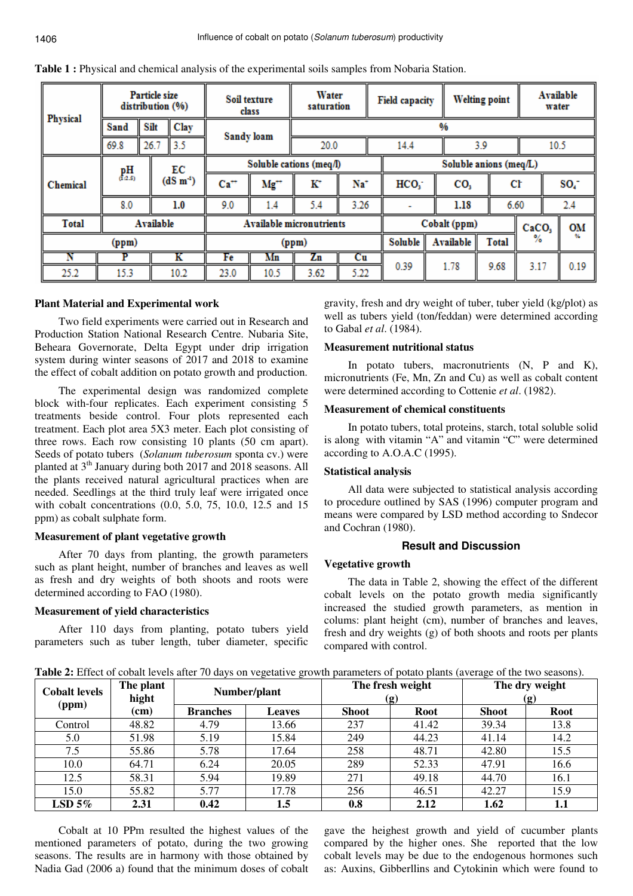**Table 1 :** Physical and chemical analysis of the experimental soils samples from Nobaria Station.

| Physical | Particle size distribution (%) | | | Soil texture class | Water saturation | Field capacity | Welting point | Available water |
|---|---|---|---|---|---|---|---|---|
| | Sand | Silt | Clay | Sandy loam | % | | | |
| | 69.8 | 26.7 | 3.5 | | 20.0 | 14.4 | 3.9 | 10.5 |

| Chemical | pH (1:2.5) | EC ($dS\ m^{-1}$) | Soluble cations (meq/l) | | | | Soluble anions (meq/L) | | | |
|---|---|---|---|---|---|---|---|---|---|---|
| | | | $Ca^{++}$ | $Mg^{++}$ | $K^{+}$ | $Na^{+}$ | $HCO_3^-$ | $CO_3$ | $Cl^-$ | $SO_4^-$ |
| | 8.0 | 1.0 | 9.0 | 1.4 | 5.4 | 3.26 | - | 1.18 | 6.60 | 2.4 |

| Total | Available | | Available micronutrients | | | | Cobalt (ppm) | | | $CaCO_3$ % | OM % |
|---|---|---|---|---|---|---|---|---|---|---|---|
| (ppm) | | | (ppm) | | | | Soluble | Available | Total | | |
| N | P | K | Fe | Mn | Zn | Cu | | | | | |
| 25.2 | 15.3 | 10.2 | 23.0 | 10.5 | 3.62 | 5.22 | 0.39 | 1.78 | 9.68 | 3.17 | 0.19 |

### Plant Material and Experimental work

Two field experiments were carried out in Research and Production Station National Research Centre. Nubaria Site, Beheara Governorate, Delta Egypt under drip irrigation system during winter seasons of 2017 and 2018 to examine the effect of cobalt addition on potato growth and production.

The experimental design was randomized complete block with-four replicates. Each experiment consisting 5 treatments beside control. Four plots represented each treatment. Each plot area 5X3 meter. Each plot consisting of three rows. Each row consisting 10 plants (50 cm apart). Seeds of potato tubers (*Solanum tuberosum* sponta cv.) were planted at 3th January during both 2017 and 2018 seasons. All the plants received natural agricultural practices when are needed. Seedlings at the third truly leaf were irrigated once with cobalt concentrations (0.0, 5.0, 75, 10.0, 12.5 and 15 ppm) as cobalt sulphate form.

### Measurement of plant vegetative growth

After 70 days from planting, the growth parameters such as plant height, number of branches and leaves as well as fresh and dry weights of both shoots and roots were determined according to FAO (1980).

### Measurement of yield characteristics

After 110 days from planting, potato tubers yield parameters such as tuber length, tuber diameter, specific gravity, fresh and dry weight of tuber, tuber yield (kg/plot) as well as tubers yield (ton/feddan) were determined according to Gabal *et al*. (1984).

### Measurement nutritional status

In potato tubers, macronutrients (N, P and K), micronutrients (Fe, Mn, Zn and Cu) as well as cobalt content were determined according to Cottenie *et al*. (1982).

### Measurement of chemical constituents

In potato tubers, total proteins, starch, total soluble solid is along with vitamin "A" and vitamin "C" were determined according to A.O.A.C (1995).

### Statistical analysis

All data were subjected to statistical analysis according to procedure outlined by SAS (1996) computer program and means were compared by LSD method according to Sndecor and Cochran (1980).

## Result and Discussion

### Vegetative growth

The data in Table 2, showing the effect of the different cobalt levels on the potato growth media significantly increased the studied growth parameters, as mention in colums: plant height (cm), number of branches and leaves, fresh and dry weights (g) of both shoots and roots per plants compared with control.

**Table 2:** Effect of cobalt levels after 70 days on vegetative growth parameters of potato plants (average of the two seasons).

| Cobalt levels (ppm) | The plant hight (cm) | Number/plant | | The fresh weight (g) | | The dry weight (g) | |
|---|---|---|---|---|---|---|---|
| | | Branches | Leaves | Shoot | Root | Shoot | Root |
| Control | 48.82 | 4.79 | 13.66 | 237 | 41.42 | 39.34 | 13.8 |
| 5.0 | 51.98 | 5.19 | 15.84 | 249 | 44.23 | 41.14 | 14.2 |
| 7.5 | 55.86 | 5.78 | 17.64 | 258 | 48.71 | 42.80 | 15.5 |
| 10.0 | 64.71 | 6.24 | 20.05 | 289 | 52.33 | 47.91 | 16.6 |
| 12.5 | 58.31 | 5.94 | 19.89 | 271 | 49.18 | 44.70 | 16.1 |
| 15.0 | 55.82 | 5.77 | 17.78 | 256 | 46.51 | 42.27 | 15.9 |
| **LSD 5%** | **2.31** | **0.42** | **1.5** | **0.8** | **2.12** | **1.62** | **1.1** |

Cobalt at 10 PPm resulted the highest values of the mentioned parameters of potato, during the two growing seasons. The results are in harmony with those obtained by Nadia Gad (2006 a) found that the minimum doses of cobalt gave the heighest growth and yield of cucumber plants compared by the higher ones. She reported that the low cobalt levels may be due to the endogenous hormones such as: Auxins, Gibberllins and Cytokinin which were found to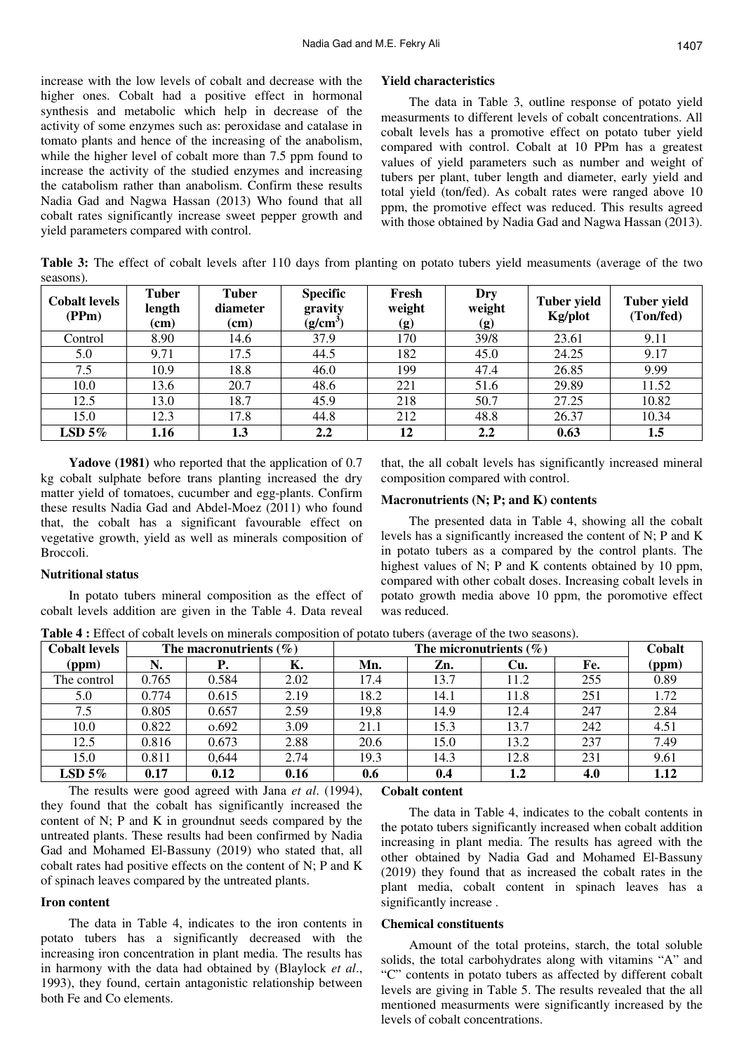increase with the low levels of cobalt and decrease with the higher ones. Cobalt had a positive effect in hormonal synthesis and metabolic which help in decrease of the activity of some enzymes such as: peroxidase and catalase in tomato plants and hence of the increasing of the anabolism, while the higher level of cobalt more than 7.5 ppm found to increase the activity of the studied enzymes and increasing the catabolism rather than anabolism. Confirm these results Nadia Gad and Nagwa Hassan (2013) Who found that all cobalt rates significantly increase sweet pepper growth and yield parameters compared with control.

#### Yield characteristics

The data in Table 3, outline response of potato yield measurments to different levels of cobalt concentrations. All cobalt levels has a promotive effect on potato tuber yield compared with control. Cobalt at 10 PPm has a greatest values of yield parameters such as number and weight of tubers per plant, tuber length and diameter, early yield and total yield (ton/fed). As cobalt rates were ranged above 10 ppm, the promotive effect was reduced. This results agreed with those obtained by Nadia Gad and Nagwa Hassan (2013).

**Table 3:** The effect of cobalt levels after 110 days from planting on potato tubers yield measuments (average of the two seasons).

| Cobalt levels (PPm) | Tuber length (cm) | Tuber diameter (cm) | Specific gravity ($g/cm^3$) | Fresh weight (g) | Dry weight (g) | Tuber yield Kg/plot | Tuber yield (Ton/fed) |
|---|---|---|---|---|---|---|---|
| Control | 8.90 | 14.6 | 37.9 | 170 | 39/8 | 23.61 | 9.11 |
| 5.0 | 9.71 | 17.5 | 44.5 | 182 | 45.0 | 24.25 | 9.17 |
| 7.5 | 10.9 | 18.8 | 46.0 | 199 | 47.4 | 26.85 | 9.99 |
| 10.0 | 13.6 | 20.7 | 48.6 | 221 | 51.6 | 29.89 | 11.52 |
| 12.5 | 13.0 | 18.7 | 45.9 | 218 | 50.7 | 27.25 | 10.82 |
| 15.0 | 12.3 | 17.8 | 44.8 | 212 | 48.8 | 26.37 | 10.34 |
| **LSD 5%** | **1.16** | **1.3** | **2.2** | **12** | **2.2** | **0.63** | **1.5** |

**Yadove (1981)** who reported that the application of 0.7 kg cobalt sulphate before trans planting increased the dry matter yield of tomatoes, cucumber and egg-plants. Confirm these results Nadia Gad and Abdel-Moez (2011) who found that, the cobalt has a significant favourable effect on vegetative growth, yield as well as minerals composition of Broccoli.

#### Nutritional status

In potato tubers mineral composition as the effect of cobalt levels addition are given in the Table 4. Data reveal that, the all cobalt levels has significantly increased mineral composition compared with control.

#### Macronutrients (N; P; and K) contents

The presented data in Table 4, showing all the cobalt levels has a significantly increased the content of N; P and K in potato tubers as a compared by the control plants. The highest values of N; P and K contents obtained by 10 ppm, compared with other cobalt doses. Increasing cobalt levels in potato growth media above 10 ppm, the poromotive effect was reduced.

**Table 4 :** Effect of cobalt levels on minerals composition of potato tubers (average of the two seasons).

| Cobalt levels (ppm) | The macronutrients (%) | | | The micronutrients (%) | | | | Cobalt (ppm) |
|---|---|---|---|---|---|---|---|---|
| | N. | P. | K. | Mn. | Zn. | Cu. | Fe. | |
| The control | 0.765 | 0.584 | 2.02 | 17.4 | 13.7 | 11.2 | 255 | 0.89 |
| 5.0 | 0.774 | 0.615 | 2.19 | 18.2 | 14.1 | 11.8 | 251 | 1.72 |
| 7.5 | 0.805 | 0.657 | 2.59 | 19,8 | 14.9 | 12.4 | 247 | 2.84 |
| 10.0 | 0.822 | o.692 | 3.09 | 21.1 | 15.3 | 13.7 | 242 | 4.51 |
| 12.5 | 0.816 | 0.673 | 2.88 | 20.6 | 15.0 | 13.2 | 237 | 7.49 |
| 15.0 | 0.811 | 0,644 | 2.74 | 19.3 | 14.3 | 12.8 | 231 | 9.61 |
| **LSD 5%** | **0.17** | **0.12** | **0.16** | **0.6** | **0.4** | **1.2** | **4.0** | **1.12** |

The results were good agreed with Jana *et al*. (1994), they found that the cobalt has significantly increased the content of N; P and K in groundnut seeds compared by the untreated plants. These results had been confirmed by Nadia Gad and Mohamed El-Bassuny (2019) who stated that, all cobalt rates had positive effects on the content of N; P and K of spinach leaves compared by the untreated plants.

#### Iron content

The data in Table 4, indicates to the iron contents in potato tubers has a significantly decreased with the increasing iron concentration in plant media. The results has in harmony with the data had obtained by (Blaylock *et al*., 1993), they found, certain antagonistic relationship between both Fe and Co elements.

#### Cobalt content

The data in Table 4, indicates to the cobalt contents in the potato tubers significantly increased when cobalt addition increasing in plant media. The results has agreed with the other obtained by Nadia Gad and Mohamed El-Bassuny (2019) they found that as increased the cobalt rates in the plant media, cobalt content in spinach leaves has a significantly increase .

#### Chemical constituents

Amount of the total proteins, starch, the total soluble solids, the total carbohydrates along with vitamins "A" and "C" contents in potato tubers as affected by different cobalt levels are giving in Table 5. The results revealed that the all mentioned measurments were significantly increased by the levels of cobalt concentrations.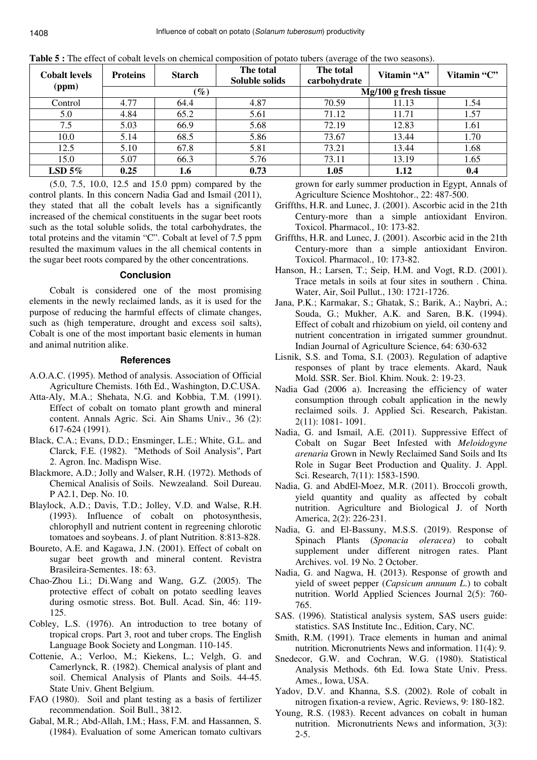**Table 5 :** The effect of cobalt levels on chemical composition of potato tubers (average of the two seasons).

| Cobalt levels (ppm) | Proteins | Starch | The total Soluble solids | The total carbohydrate | Vitamin "A" | Vitamin "C" |
|---|---|---|---|---|---|---|
| | (%) | | | Mg/100 g fresh tissue | | |
| Control | 4.77 | 64.4 | 4.87 | 70.59 | 11.13 | 1.54 |
| 5.0 | 4.84 | 65.2 | 5.61 | 71.12 | 11.71 | 1.57 |
| 7.5 | 5.03 | 66.9 | 5.68 | 72.19 | 12.83 | 1.61 |
| 10.0 | 5.14 | 68.5 | 5.86 | 73.67 | 13.44 | 1.70 |
| 12.5 | 5.10 | 67.8 | 5.81 | 73.21 | 13.44 | 1.68 |
| 15.0 | 5.07 | 66.3 | 5.76 | 73.11 | 13.19 | 1.65 |
| **LSD 5%** | **0.25** | **1.6** | **0.73** | **1.05** | **1.12** | **0.4** |

(5.0, 7.5, 10.0, 12.5 and 15.0 ppm) compared by the control plants. In this concern Nadia Gad and Ismail (2011), they stated that all the cobalt levels has a significantly increased of the chemical constituents in the sugar beet roots such as the total soluble solids, the total carbohydrates, the total proteins and the vitamin "C". Cobalt at level of 7.5 ppm resulted the maximum values in the all chemical contents in the sugar beet roots compared by the other concentrations.

## Conclusion

Cobalt is considered one of the most promising elements in the newly reclaimed lands, as it is used for the purpose of reducing the harmful effects of climate changes, such as (high temperature, drought and excess soil salts), Cobalt is one of the most important basic elements in human and animal nutrition alike.

## References

A.O.A.C. (1995). Method of analysis. Association of Official Agriculture Chemists. 16th Ed., Washington, D.C.USA.

Atta-Aly, M.A.; Shehata, N.G. and Kobbia, T.M. (1991). Effect of cobalt on tomato plant growth and mineral content. Annals Agric. Sci. Ain Shams Univ., 36 (2): 617-624 (1991).

Black, C.A.; Evans, D.D.; Ensminger, L.E.; White, G.L. and Clarck, F.E. (1982). "Methods of Soil Analysis", Part 2. Agron. Inc. Madispn Wise.

Blackmore, A.D.; Jolly and Walser, R.H. (1972). Methods of Chemical Analisis of Soils. Newzealand. Soil Dureau. P A2.1, Dep. No. 10.

Blaylock, A.D.; Davis, T.D.; Jolley, V.D. and Walse, R.H. (1993). Influence of cobalt on photosynthesis, chlorophyll and nutrient content in regreening chlorotic tomatoes and soybeans. J. of plant Nutrition. 8:813-828.

Boureto, A.E. and Kagawa, J.N. (2001). Effect of cobalt on sugar beet growth and mineral content. Revistra Brasileira-Sementes. 18: 63.

Chao-Zhou Li.; Di.Wang and Wang, G.Z. (2005). The protective effect of cobalt on potato seedling leaves during osmotic stress. Bot. Bull. Acad. Sin, 46: 119-125.

Cobley, L.S. (1976). An introduction to tree botany of tropical crops. Part 3, root and tuber crops. The English Language Book Society and Longman. 110-145.

Cottenie, A.; Verloo, M.; Kiekens, L.; Velgh, G. and Camerlynck, R. (1982). Chemical analysis of plant and soil. Chemical Analysis of Plants and Soils. 44-45. State Univ. Ghent Belgium.

FAO (1980). Soil and plant testing as a basis of fertilizer recommendation. Soil Bull., 3812.

Gabal, M.R.; Abd-Allah, I.M.; Hass, F.M. and Hassannen, S. (1984). Evaluation of some American tomato cultivars grown for early summer production in Egypt, Annals of Agriculture Science Moshtohor., 22: 487-500.

Griffths, H.R. and Lunec, J. (2001). Ascorbic acid in the 21th Century-more than a simple antioxidant Environ. Toxicol. Pharmacol., 10: 173-82.

Griffths, H.R. and Lunec, J. (2001). Ascorbic acid in the 21th Century-more than a simple antioxidant Environ. Toxicol. Pharmacol., 10: 173-82.

Hanson, H.; Larsen, T.; Seip, H.M. and Vogt, R.D. (2001). Trace metals in soils at four sites in southern . China. Water, Air, Soil Pullut., 130: 1721-1726.

Jana, P.K.; Karmakar, S.; Ghatak, S.; Barik, A.; Naybri, A.; Souda, G.; Mukher, A.K. and Saren, B.K. (1994). Effect of cobalt and rhizobium on yield, oil conteny and nutrient concentration in irrigated summer groundnut. Indian Journal of Agriculture Science, 64: 630-632

Lisnik, S.S. and Toma, S.I. (2003). Regulation of adaptive responses of plant by trace elements. Akard, Nauk Mold. SSR. Ser. Biol. Khim. Nouk. 2: 19-23.

Nadia Gad (2006 a). Increasing the efficiency of water consumption through cobalt application in the newly reclaimed soils. J. Applied Sci. Research, Pakistan. 2(11): 1081- 1091.

Nadia, G. and Ismail, A.E. (2011). Suppressive Effect of Cobalt on Sugar Beet Infested with *Meloidogyne arenaria* Grown in Newly Reclaimed Sand Soils and Its Role in Sugar Beet Production and Quality. J. Appl. Sci. Research, 7(11): 1583-1590.

Nadia, G. and AbdEl-Moez, M.R. (2011). Broccoli growth, yield quantity and quality as affected by cobalt nutrition. Agriculture and Biological J. of North America, 2(2): 226-231.

Nadia, G. and El-Bassuny, M.S.S. (2019). Response of Spinach Plants (*Sponacia oleracea*) to cobalt supplement under different nitrogen rates. Plant Archives. vol. 19 No. 2 October.

Nadia, G. and Nagwa, H. (2013). Response of growth and yield of sweet pepper (*Capsicum annuum L.*) to cobalt nutrition. World Applied Sciences Journal 2(5): 760-765.

SAS. (1996). Statistical analysis system, SAS users guide: statistics. SAS Institute Inc., Edition, Cary, NC.

Smith, R.M. (1991). Trace elements in human and animal nutrition. Micronutrients News and information. 11(4): 9.

Snedecor, G.W. and Cochran, W.G. (1980). Statistical Analysis Methods. 6th Ed. Iowa State Univ. Press. Ames., Iowa, USA.

Yadov, D.V. and Khanna, S.S. (2002). Role of cobalt in nitrogen fixation-a review, Agric. Reviews, 9: 180-182.

Young, R.S. (1983). Recent advances on cobalt in human nutrition. Micronutrients News and information, 3(3): 2-5.